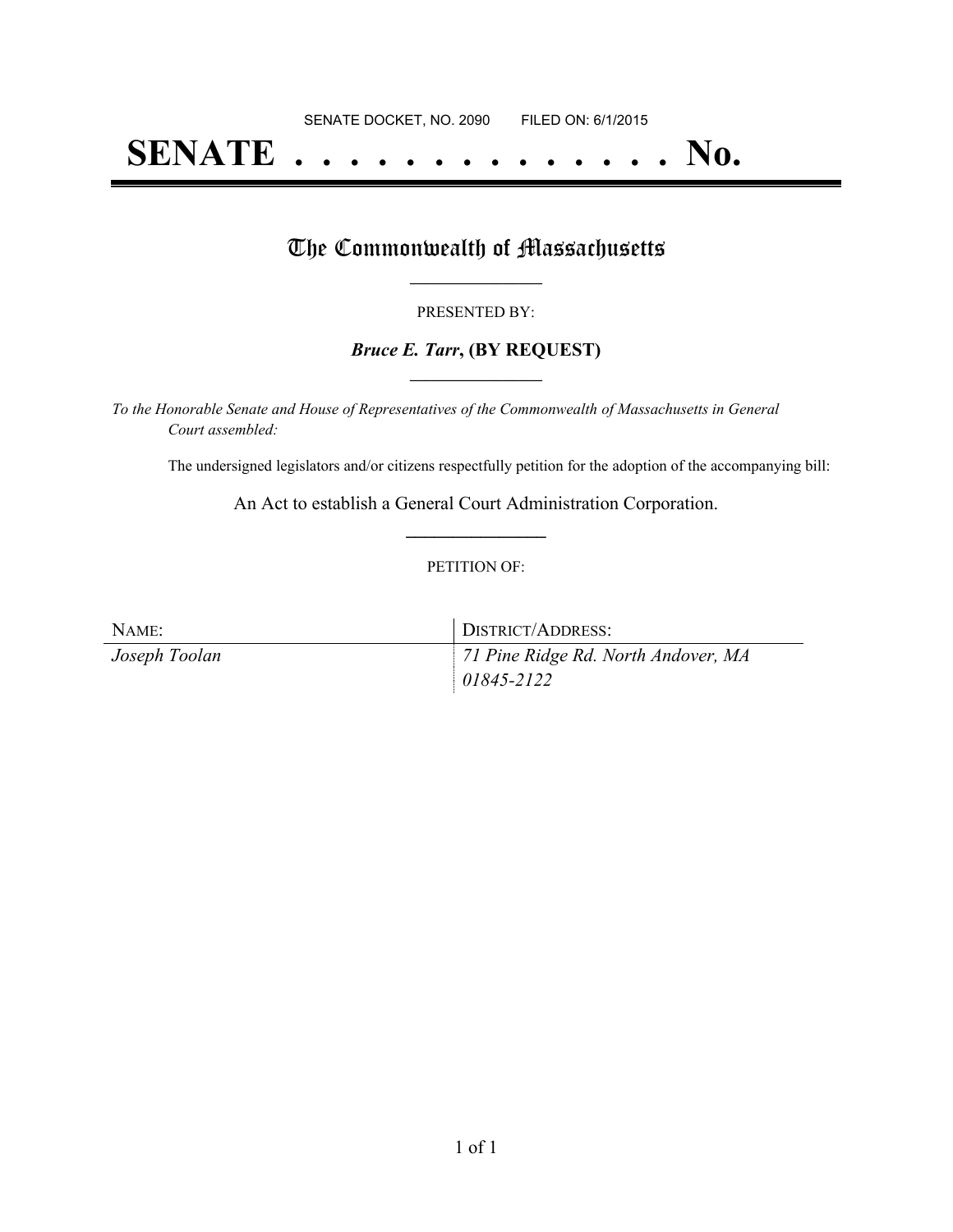SENATE DOCKET, NO. 2090        FILED ON: 6/1/2015

# SENATE . . . . . . . . . . . . . . No.

## The Commonwealth of Massachusetts

---

PRESENTED BY:

***Bruce E. Tarr*, (BY REQUEST)**

---

*To the Honorable Senate and House of Representatives of the Commonwealth of Massachusetts in General Court assembled:*

The undersigned legislators and/or citizens respectfully petition for the adoption of the accompanying bill:

An Act to establish a General Court Administration Corporation.

---

PETITION OF:

| NAME: | DISTRICT/ADDRESS: |
| --- | --- |
| *Joseph Toolan* | *71 Pine Ridge Rd. North Andover, MA 01845-2122* |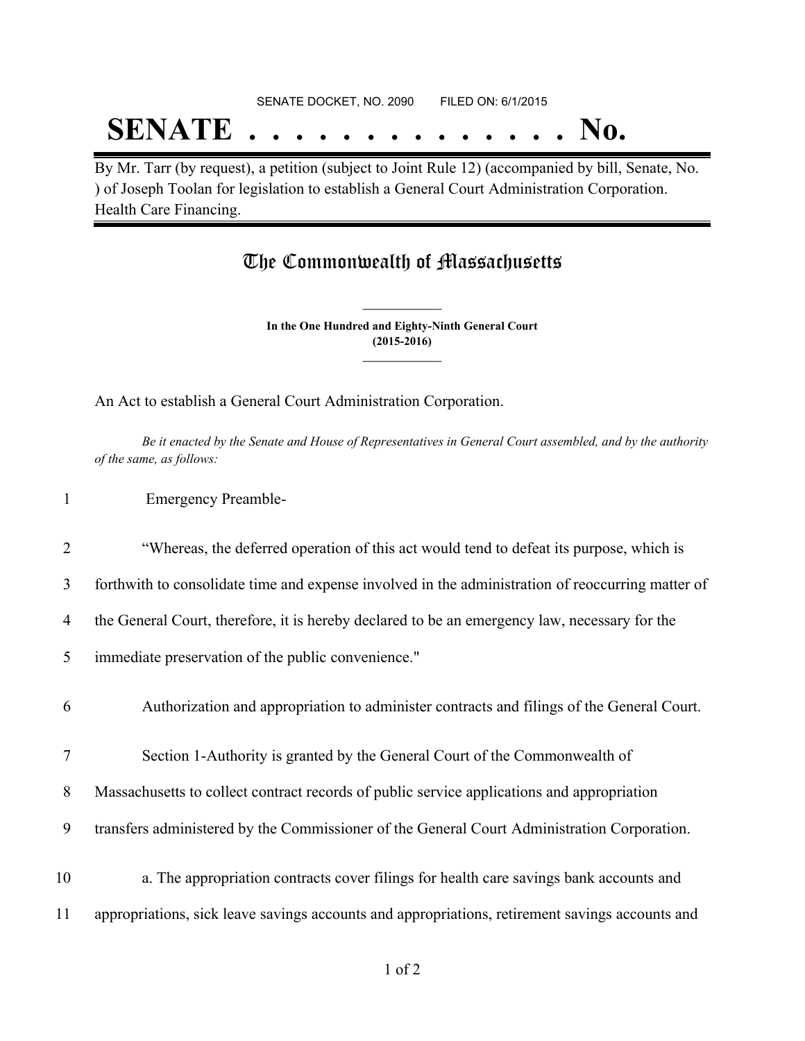SENATE DOCKET, NO. 2090 FILED ON: 6/1/2015

# SENATE . . . . . . . . . . . . . . No.

By Mr. Tarr (by request), a petition (subject to Joint Rule 12) (accompanied by bill, Senate, No. ) of Joseph Toolan for legislation to establish a General Court Administration Corporation. Health Care Financing.

## The Commonwealth of Massachusetts

**In the One Hundred and Eighty-Ninth General Court (2015-2016)**

An Act to establish a General Court Administration Corporation.

*Be it enacted by the Senate and House of Representatives in General Court assembled, and by the authority of the same, as follows:*

1 Emergency Preamble-

2 "Whereas, the deferred operation of this act would tend to defeat its purpose, which is
3 forthwith to consolidate time and expense involved in the administration of reoccurring matter of
4 the General Court, therefore, it is hereby declared to be an emergency law, necessary for the
5 immediate preservation of the public convenience."

6 Authorization and appropriation to administer contracts and filings of the General Court.

7 Section 1-Authority is granted by the General Court of the Commonwealth of
8 Massachusetts to collect contract records of public service applications and appropriation
9 transfers administered by the Commissioner of the General Court Administration Corporation.

10 a. The appropriation contracts cover filings for health care savings bank accounts and
11 appropriations, sick leave savings accounts and appropriations, retirement savings accounts and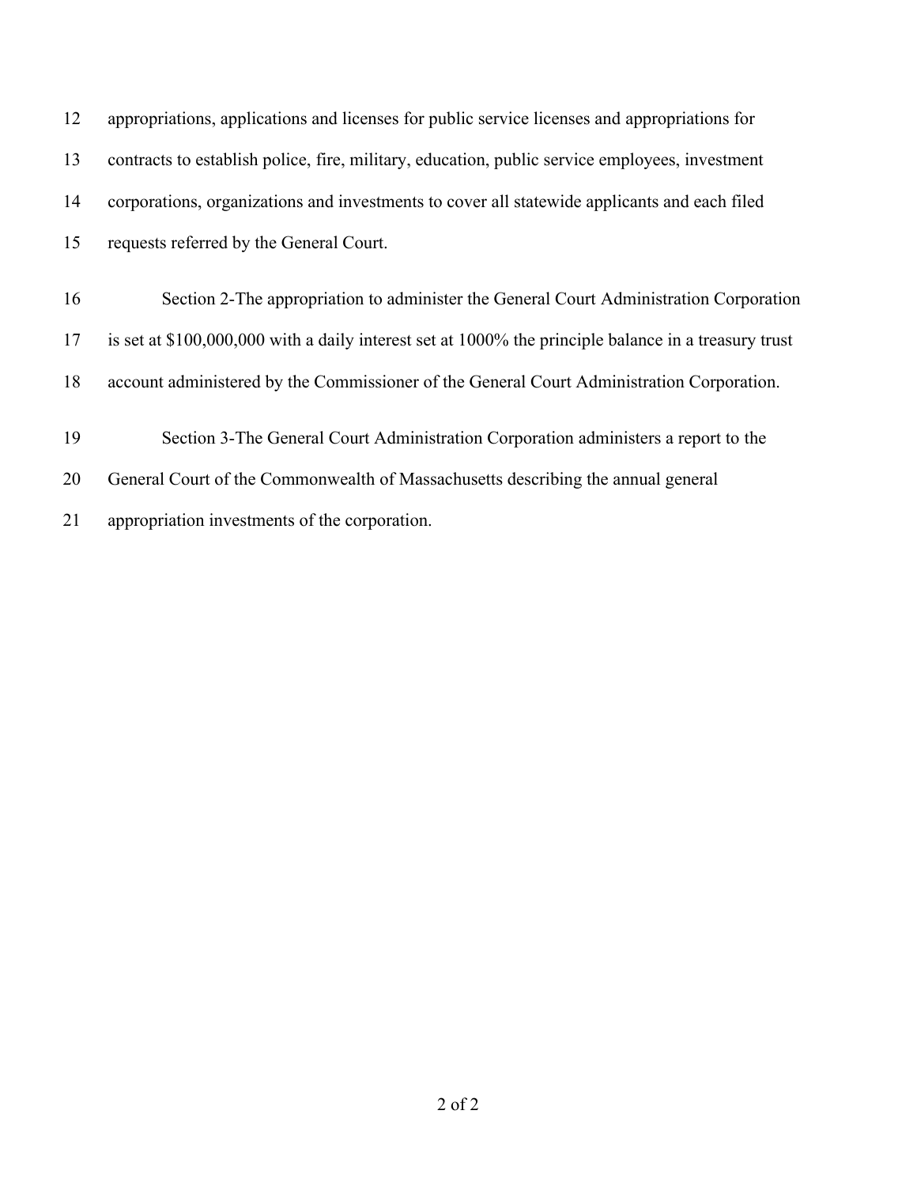appropriations, applications and licenses for public service licenses and appropriations for contracts to establish police, fire, military, education, public service employees, investment corporations, organizations and investments to cover all statewide applicants and each filed requests referred by the General Court.

Section 2-The appropriation to administer the General Court Administration Corporation is set at $100,000,000 with a daily interest set at 1000% the principle balance in a treasury trust account administered by the Commissioner of the General Court Administration Corporation.

Section 3-The General Court Administration Corporation administers a report to the General Court of the Commonwealth of Massachusetts describing the annual general appropriation investments of the corporation.